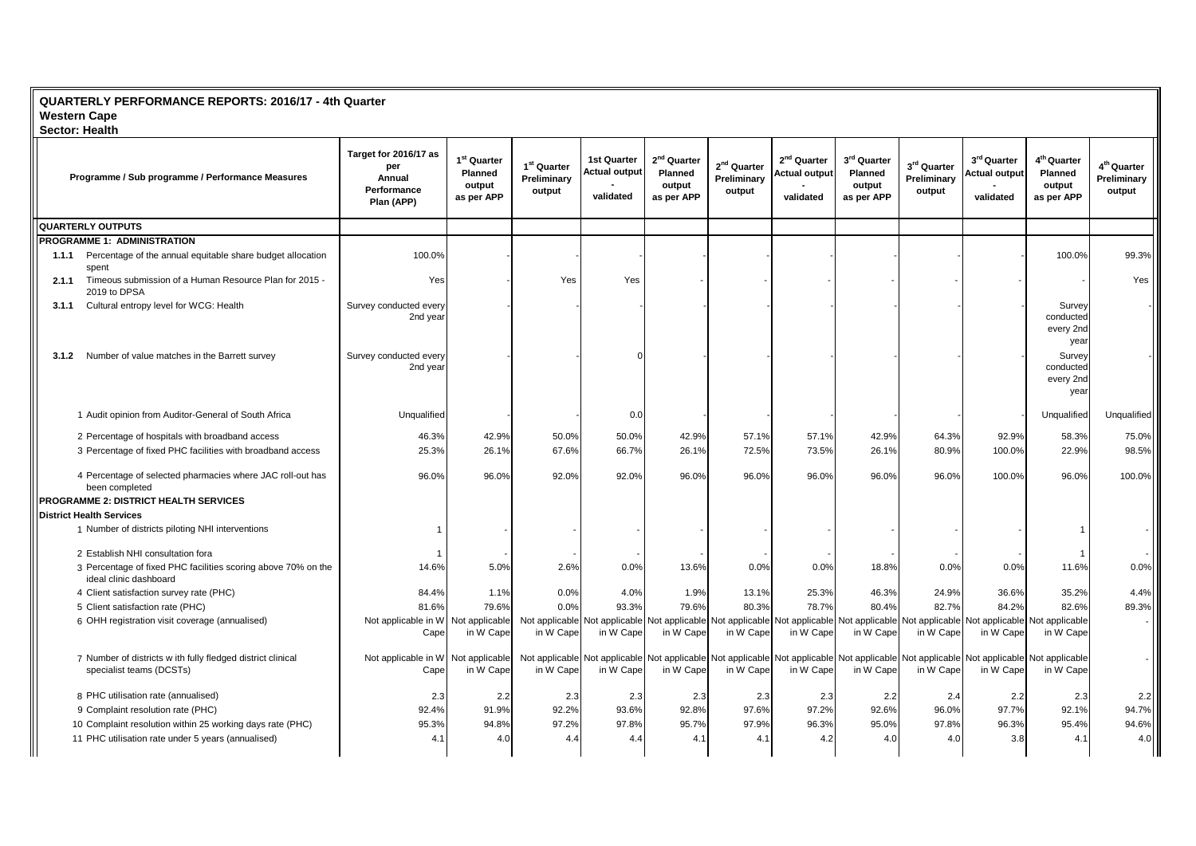**QUARTERLY PERFORMANCE REPORTS: 2016/17 - 4th Quarter**
**Western Cape**
**Sector: Health**

| Programme / Sub programme / Performance Measures | Target for 2016/17 as per Annual Performance Plan (APP) | 1st Quarter Planned output as per APP | 1st Quarter Preliminary output | 1st Quarter Actual output - validated | 2nd Quarter Planned output as per APP | 2nd Quarter Preliminary output | 2nd Quarter Actual output - validated | 3rd Quarter Planned output as per APP | 3rd Quarter Preliminary output | 3rd Quarter Actual output - validated | 4th Quarter Planned output as per APP | 4th Quarter Preliminary output |
|---|---|---|---|---|---|---|---|---|---|---|---|---|
| **QUARTERLY OUTPUTS** | | | | | | | | | | | | |
| **PROGRAMME 1: ADMINISTRATION** | | | | | | | | | | | | |
| 1.1.1 Percentage of the annual equitable share budget allocation spent | 100.0% | - | - | - | - | - | - | - | - | - | 100.0% | 99.3% |
| 2.1.1 Timeous submission of a Human Resource Plan for 2015 - 2019 to DPSA | Yes | - | Yes | Yes | - | - | - | - | - | - | - | Yes |
| 3.1.1 Cultural entropy level for WCG: Health | Survey conducted every 2nd year | - | - | - | - | - | - | - | - | - | Survey conducted every 2nd year | - |
| 3.1.2 Number of value matches in the Barrett survey | Survey conducted every 2nd year | - | - | 0 | - | - | - | - | - | - | Survey conducted every 2nd year | - |
| 1 Audit opinion from Auditor-General of South Africa | Unqualified | - | - | 0.0 | - | - | - | - | - | - | Unqualified | Unqualified |
| 2 Percentage of hospitals with broadband access | 46.3% | 42.9% | 50.0% | 50.0% | 42.9% | 57.1% | 57.1% | 42.9% | 64.3% | 92.9% | 58.3% | 75.0% |
| 3 Percentage of fixed PHC facilities with broadband access | 25.3% | 26.1% | 67.6% | 66.7% | 26.1% | 72.5% | 73.5% | 26.1% | 80.9% | 100.0% | 22.9% | 98.5% |
| 4 Percentage of selected pharmacies where JAC roll-out has been completed | 96.0% | 96.0% | 92.0% | 92.0% | 96.0% | 96.0% | 96.0% | 96.0% | 96.0% | 100.0% | 96.0% | 100.0% |
| **PROGRAMME 2: DISTRICT HEALTH SERVICES** | | | | | | | | | | | | |
| **District Health Services** | | | | | | | | | | | | |
| 1 Number of districts piloting NHI interventions | 1 | - | - | - | - | - | - | - | - | - | 1 | - |
| 2 Establish NHI consultation fora | 1 | - | - | - | - | - | - | - | - | - | 1 | - |
| 3 Percentage of fixed PHC facilities scoring above 70% on the ideal clinic dashboard | 14.6% | 5.0% | 2.6% | 0.0% | 13.6% | 0.0% | 0.0% | 18.8% | 0.0% | 0.0% | 11.6% | 0.0% |
| 4 Client satisfaction survey rate (PHC) | 84.4% | 1.1% | 0.0% | 4.0% | 1.9% | 13.1% | 25.3% | 46.3% | 24.9% | 36.6% | 35.2% | 4.4% |
| 5 Client satisfaction rate (PHC) | 81.6% | 79.6% | 0.0% | 93.3% | 79.6% | 80.3% | 78.7% | 80.4% | 82.7% | 84.2% | 82.6% | 89.3% |
| 6 OHH registration visit coverage (annualised) | Not applicable in W Cape | Not applicable in W Cape | Not applicable in W Cape | Not applicable in W Cape | Not applicable in W Cape | Not applicable in W Cape | Not applicable in W Cape | Not applicable in W Cape | Not applicable in W Cape | Not applicable in W Cape | Not applicable in W Cape | - |
| 7 Number of districts w ith fully fledged district clinical specialist teams (DCSTs) | Not applicable in W Cape | Not applicable in W Cape | Not applicable in W Cape | Not applicable in W Cape | Not applicable in W Cape | Not applicable in W Cape | Not applicable in W Cape | Not applicable in W Cape | Not applicable in W Cape | Not applicable in W Cape | Not applicable in W Cape | - |
| 8 PHC utilisation rate (annualised) | 2.3 | 2.2 | 2.3 | 2.3 | 2.3 | 2.3 | 2.3 | 2.2 | 2.4 | 2.2 | 2.3 | 2.2 |
| 9 Complaint resolution rate (PHC) | 92.4% | 91.9% | 92.2% | 93.6% | 92.8% | 97.6% | 97.2% | 92.6% | 96.0% | 97.7% | 92.1% | 94.7% |
| 10 Complaint resolution within 25 working days rate (PHC) | 95.3% | 94.8% | 97.2% | 97.8% | 95.7% | 97.9% | 96.3% | 95.0% | 97.8% | 96.3% | 95.4% | 94.6% |
| 11 PHC utilisation rate under 5 years (annualised) | 4.1 | 4.0 | 4.4 | 4.4 | 4.1 | 4.1 | 4.2 | 4.0 | 4.0 | 3.8 | 4.1 | 4.0 |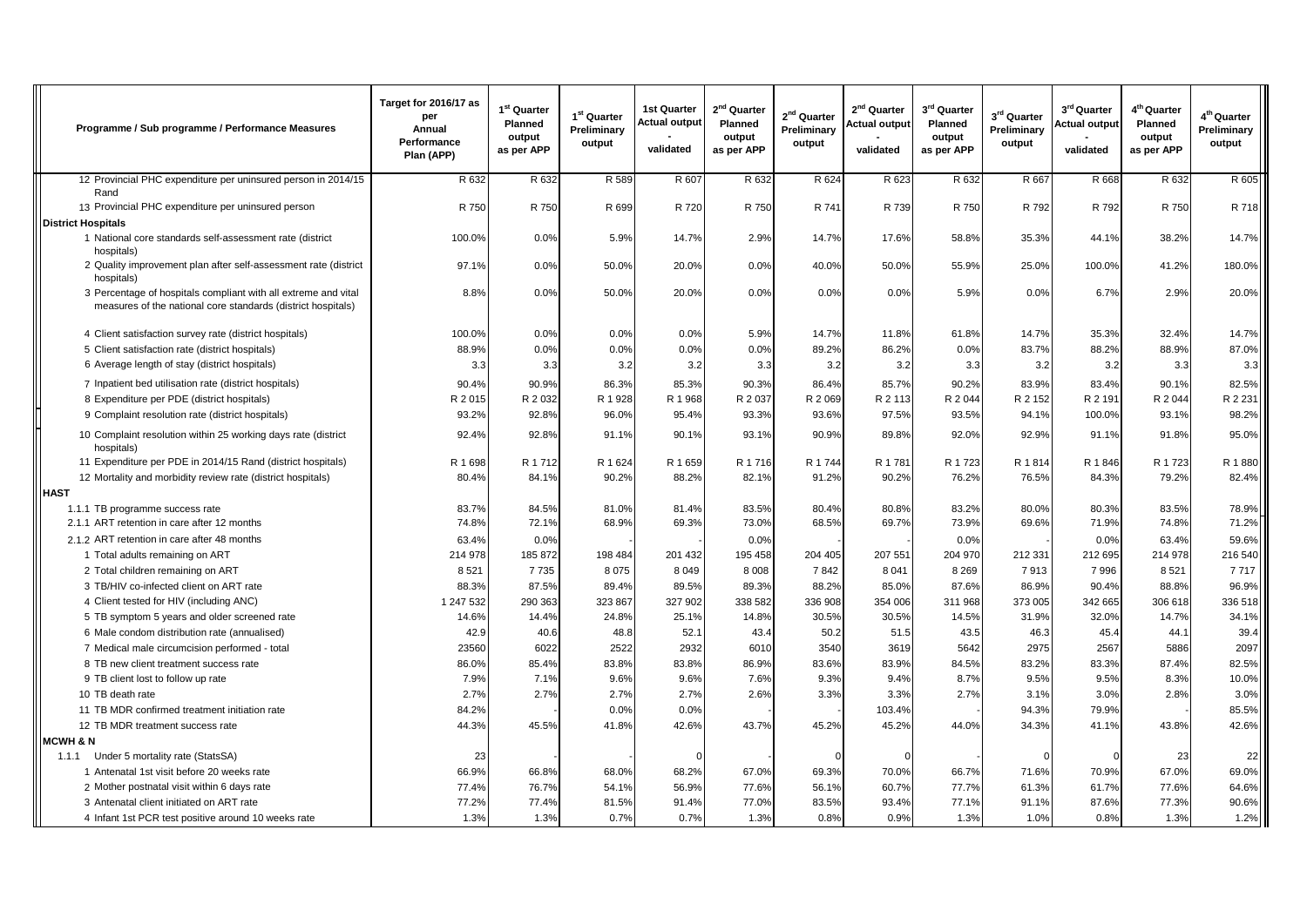| Programme / Sub programme / Performance Measures | Target for 2016/17 as per Annual Performance Plan (APP) | 1st Quarter Planned output as per APP | 1st Quarter Preliminary output | 1st Quarter Actual output - validated | 2nd Quarter Planned output as per APP | 2nd Quarter Preliminary output | 2nd Quarter Actual output - validated | 3rd Quarter Planned output as per APP | 3rd Quarter Preliminary output | 3rd Quarter Actual output - validated | 4th Quarter Planned output as per APP | 4th Quarter Preliminary output |
|---|---|---|---|---|---|---|---|---|---|---|---|---|
| 12 Provincial PHC expenditure per uninsured person in 2014/15 Rand | R 632 | R 632 | R 589 | R 607 | R 632 | R 624 | R 623 | R 632 | R 667 | R 668 | R 632 | R 605 |
| 13 Provincial PHC expenditure per uninsured person | R 750 | R 750 | R 699 | R 720 | R 750 | R 741 | R 739 | R 750 | R 792 | R 792 | R 750 | R 718 |
| **District Hospitals** | | | | | | | | | | | | |
| 1 National core standards self-assessment rate (district hospitals) | 100.0% | 0.0% | 5.9% | 14.7% | 2.9% | 14.7% | 17.6% | 58.8% | 35.3% | 44.1% | 38.2% | 14.7% |
| 2 Quality improvement plan after self-assessment rate (district hospitals) | 97.1% | 0.0% | 50.0% | 20.0% | 0.0% | 40.0% | 50.0% | 55.9% | 25.0% | 100.0% | 41.2% | 180.0% |
| 3 Percentage of hospitals compliant with all extreme and vital measures of the national core standards (district hospitals) | 8.8% | 0.0% | 50.0% | 20.0% | 0.0% | 0.0% | 0.0% | 5.9% | 0.0% | 6.7% | 2.9% | 20.0% |
| 4 Client satisfaction survey rate (district hospitals) | 100.0% | 0.0% | 0.0% | 0.0% | 5.9% | 14.7% | 11.8% | 61.8% | 14.7% | 35.3% | 32.4% | 14.7% |
| 5 Client satisfaction rate (district hospitals) | 88.9% | 0.0% | 0.0% | 0.0% | 0.0% | 89.2% | 86.2% | 0.0% | 83.7% | 88.2% | 88.9% | 87.0% |
| 6 Average length of stay (district hospitals) | 3.3 | 3.3 | 3.2 | 3.2 | 3.3 | 3.2 | 3.2 | 3.3 | 3.2 | 3.2 | 3.3 | 3.3 |
| 7 Inpatient bed utilisation rate (district hospitals) | 90.4% | 90.9% | 86.3% | 85.3% | 90.3% | 86.4% | 85.7% | 90.2% | 83.9% | 83.4% | 90.1% | 82.5% |
| 8 Expenditure per PDE (district hospitals) | R 2 015 | R 2 032 | R 1 928 | R 1 968 | R 2 037 | R 2 069 | R 2 113 | R 2 044 | R 2 152 | R 2 191 | R 2 044 | R 2 231 |
| 9 Complaint resolution rate (district hospitals) | 93.2% | 92.8% | 96.0% | 95.4% | 93.3% | 93.6% | 97.5% | 93.5% | 94.1% | 100.0% | 93.1% | 98.2% |
| 10 Complaint resolution within 25 working days rate (district hospitals) | 92.4% | 92.8% | 91.1% | 90.1% | 93.1% | 90.9% | 89.8% | 92.0% | 92.9% | 91.1% | 91.8% | 95.0% |
| 11 Expenditure per PDE in 2014/15 Rand (district hospitals) | R 1 698 | R 1 712 | R 1 624 | R 1 659 | R 1 716 | R 1 744 | R 1 781 | R 1 723 | R 1 814 | R 1 846 | R 1 723 | R 1 880 |
| 12 Mortality and morbidity review rate (district hospitals) | 80.4% | 84.1% | 90.2% | 88.2% | 82.1% | 91.2% | 90.2% | 76.2% | 76.5% | 84.3% | 79.2% | 82.4% |
| **HAST** | | | | | | | | | | | | |
| 1.1.1 TB programme success rate | 83.7% | 84.5% | 81.0% | 81.4% | 83.5% | 80.4% | 80.8% | 83.2% | 80.0% | 80.3% | 83.5% | 78.9% |
| 2.1.1 ART retention in care after 12 months | 74.8% | 72.1% | 68.9% | 69.3% | 73.0% | 68.5% | 69.7% | 73.9% | 69.6% | 71.9% | 74.8% | 71.2% |
| 2.1.2 ART retention in care after 48 months | 63.4% | 0.0% | - | - | 0.0% | - | - | 0.0% | - | 0.0% | 63.4% | 59.6% |
| 1 Total adults remaining on ART | 214 978 | 185 872 | 198 484 | 201 432 | 195 458 | 204 405 | 207 551 | 204 970 | 212 331 | 212 695 | 214 978 | 216 540 |
| 2 Total children remaining on ART | 8 521 | 7 735 | 8 075 | 8 049 | 8 008 | 7 842 | 8 041 | 8 269 | 7 913 | 7 996 | 8 521 | 7 717 |
| 3 TB/HIV co-infected client on ART rate | 88.3% | 87.5% | 89.4% | 89.5% | 89.3% | 88.2% | 85.0% | 87.6% | 86.9% | 90.4% | 88.8% | 96.9% |
| 4 Client tested for HIV (including ANC) | 1 247 532 | 290 363 | 323 867 | 327 902 | 338 582 | 336 908 | 354 006 | 311 968 | 373 005 | 342 665 | 306 618 | 336 518 |
| 5 TB symptom 5 years and older screened rate | 14.6% | 14.4% | 24.8% | 25.1% | 14.8% | 30.5% | 30.5% | 14.5% | 31.9% | 32.0% | 14.7% | 34.1% |
| 6 Male condom distribution rate (annualised) | 42.9 | 40.6 | 48.8 | 52.1 | 43.4 | 50.2 | 51.5 | 43.5 | 46.3 | 45.4 | 44.1 | 39.4 |
| 7 Medical male circumcision performed - total | 23560 | 6022 | 2522 | 2932 | 6010 | 3540 | 3619 | 5642 | 2975 | 2567 | 5886 | 2097 |
| 8 TB new client treatment success rate | 86.0% | 85.4% | 83.8% | 83.8% | 86.9% | 83.6% | 83.9% | 84.5% | 83.2% | 83.3% | 87.4% | 82.5% |
| 9 TB client lost to follow up rate | 7.9% | 7.1% | 9.6% | 9.6% | 7.6% | 9.3% | 9.4% | 8.7% | 9.5% | 9.5% | 8.3% | 10.0% |
| 10 TB death rate | 2.7% | 2.7% | 2.7% | 2.7% | 2.6% | 3.3% | 3.3% | 2.7% | 3.1% | 3.0% | 2.8% | 3.0% |
| 11 TB MDR confirmed treatment initiation rate | 84.2% | - | 0.0% | 0.0% | - | - | 103.4% | - | 94.3% | 79.9% | - | 85.5% |
| 12 TB MDR treatment success rate | 44.3% | 45.5% | 41.8% | 42.6% | 43.7% | 45.2% | 45.2% | 44.0% | 34.3% | 41.1% | 43.8% | 42.6% |
| **MCWH & N** | | | | | | | | | | | | |
| 1.1.1 Under 5 mortality rate (StatsSA) | 23 | | - | 0 | | 0 | 0 | | 0 | 0 | 23 | 22 |
| 1 Antenatal 1st visit before 20 weeks rate | 66.9% | 66.8% | 68.0% | 68.2% | 67.0% | 69.3% | 70.0% | 66.7% | 71.6% | 70.9% | 67.0% | 69.0% |
| 2 Mother postnatal visit within 6 days rate | 77.4% | 76.7% | 54.1% | 56.9% | 77.6% | 56.1% | 60.7% | 77.7% | 61.3% | 61.7% | 77.6% | 64.6% |
| 3 Antenatal client initiated on ART rate | 77.2% | 77.4% | 81.5% | 91.4% | 77.0% | 83.5% | 93.4% | 77.1% | 91.1% | 87.6% | 77.3% | 90.6% |
| 4 Infant 1st PCR test positive around 10 weeks rate | 1.3% | 1.3% | 0.7% | 0.7% | 1.3% | 0.8% | 0.9% | 1.3% | 1.0% | 0.8% | 1.3% | 1.2% |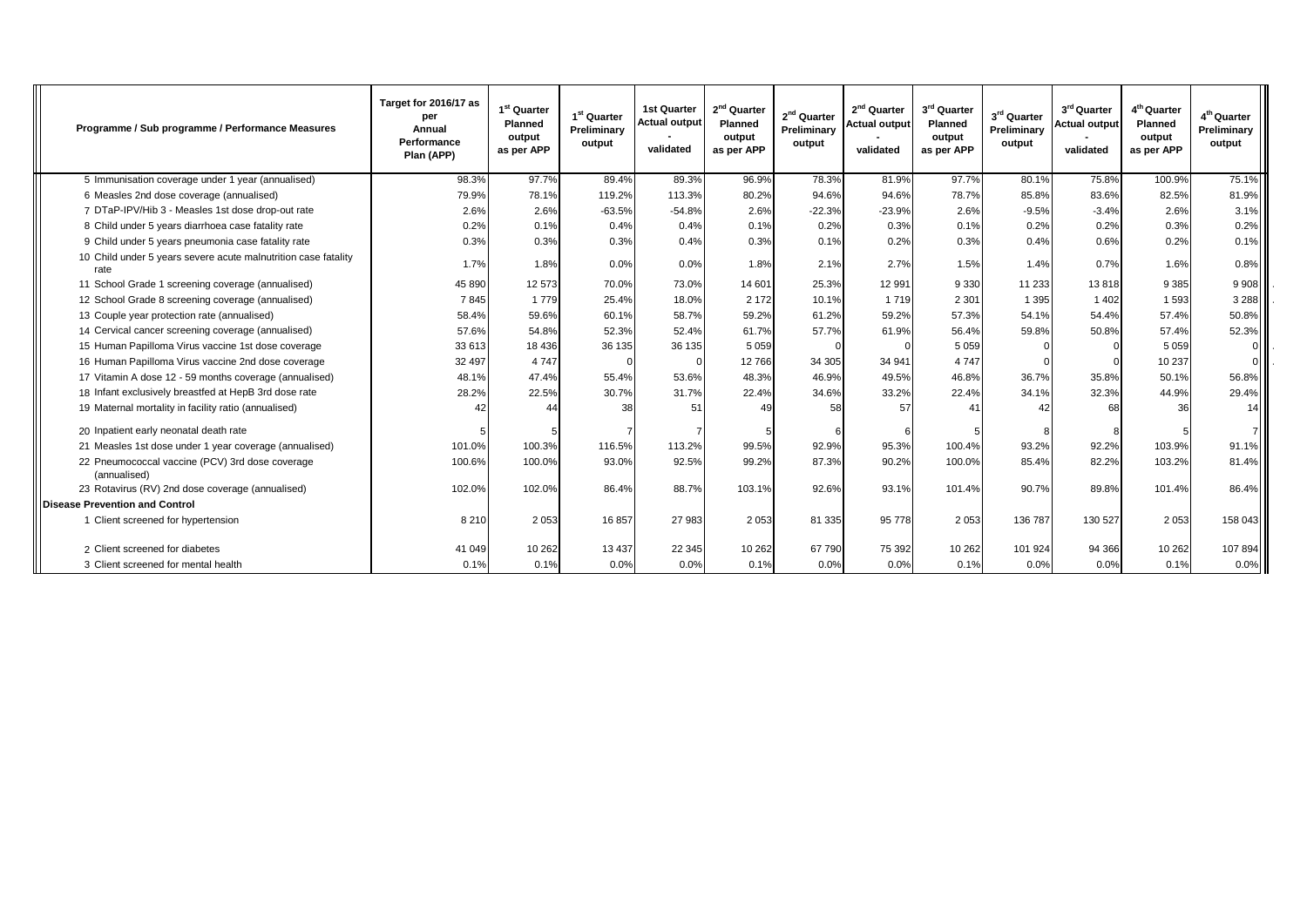| Programme / Sub programme / Performance Measures | Target for 2016/17 as per Annual Performance Plan (APP) | 1st Quarter Planned output as per APP | 1st Quarter Preliminary output | 1st Quarter Actual output - validated | 2nd Quarter Planned output as per APP | 2nd Quarter Preliminary output | 2nd Quarter Actual output - validated | 3rd Quarter Planned output as per APP | 3rd Quarter Preliminary output | 3rd Quarter Actual output - validated | 4th Quarter Planned output as per APP | 4th Quarter Preliminary output |
|---|---|---|---|---|---|---|---|---|---|---|---|---|
| 5 Immunisation coverage under 1 year (annualised) | 98.3% | 97.7% | 89.4% | 89.3% | 96.9% | 78.3% | 81.9% | 97.7% | 80.1% | 75.8% | 100.9% | 75.1% |
| 6 Measles 2nd dose coverage (annualised) | 79.9% | 78.1% | 119.2% | 113.3% | 80.2% | 94.6% | 94.6% | 78.7% | 85.8% | 83.6% | 82.5% | 81.9% |
| 7 DTaP-IPV/Hib 3 - Measles 1st dose drop-out rate | 2.6% | 2.6% | -63.5% | -54.8% | 2.6% | -22.3% | -23.9% | 2.6% | -9.5% | -3.4% | 2.6% | 3.1% |
| 8 Child under 5 years diarrhoea case fatality rate | 0.2% | 0.1% | 0.4% | 0.4% | 0.1% | 0.2% | 0.3% | 0.1% | 0.2% | 0.2% | 0.3% | 0.2% |
| 9 Child under 5 years pneumonia case fatality rate | 0.3% | 0.3% | 0.3% | 0.4% | 0.3% | 0.1% | 0.2% | 0.3% | 0.4% | 0.6% | 0.2% | 0.1% |
| 10 Child under 5 years severe acute malnutrition case fatality rate | 1.7% | 1.8% | 0.0% | 0.0% | 1.8% | 2.1% | 2.7% | 1.5% | 1.4% | 0.7% | 1.6% | 0.8% |
| 11 School Grade 1 screening coverage (annualised) | 45 890 | 12 573 | 70.0% | 73.0% | 14 601 | 25.3% | 12 991 | 9 330 | 11 233 | 13 818 | 9 385 | 9 908 |
| 12 School Grade 8 screening coverage (annualised) | 7 845 | 1 779 | 25.4% | 18.0% | 2 172 | 10.1% | 1 719 | 2 301 | 1 395 | 1 402 | 1 593 | 3 288 |
| 13 Couple year protection rate (annualised) | 58.4% | 59.6% | 60.1% | 58.7% | 59.2% | 61.2% | 59.2% | 57.3% | 54.1% | 54.4% | 57.4% | 50.8% |
| 14 Cervical cancer screening coverage (annualised) | 57.6% | 54.8% | 52.3% | 52.4% | 61.7% | 57.7% | 61.9% | 56.4% | 59.8% | 50.8% | 57.4% | 52.3% |
| 15 Human Papilloma Virus vaccine 1st dose coverage | 33 613 | 18 436 | 36 135 | 36 135 | 5 059 | 0 | 0 | 5 059 | 0 | 0 | 5 059 | 0 |
| 16 Human Papilloma Virus vaccine 2nd dose coverage | 32 497 | 4 747 | 0 | 0 | 12 766 | 34 305 | 34 941 | 4 747 | 0 | 0 | 10 237 | 0 |
| 17 Vitamin A dose 12 - 59 months coverage (annualised) | 48.1% | 47.4% | 55.4% | 53.6% | 48.3% | 46.9% | 49.5% | 46.8% | 36.7% | 35.8% | 50.1% | 56.8% |
| 18 Infant exclusively breastfed at HepB 3rd dose rate | 28.2% | 22.5% | 30.7% | 31.7% | 22.4% | 34.6% | 33.2% | 22.4% | 34.1% | 32.3% | 44.9% | 29.4% |
| 19 Maternal mortality in facility ratio (annualised) | 42 | 44 | 38 | 51 | 49 | 58 | 57 | 41 | 42 | 68 | 36 | 14 |
| 20 Inpatient early neonatal death rate | 5 | 5 | 7 | 7 | 5 | 6 | 6 | 5 | 8 | 8 | 5 | 7 |
| 21 Measles 1st dose under 1 year coverage (annualised) | 101.0% | 100.3% | 116.5% | 113.2% | 99.5% | 92.9% | 95.3% | 100.4% | 93.2% | 92.2% | 103.9% | 91.1% |
| 22 Pneumococcal vaccine (PCV) 3rd dose coverage (annualised) | 100.6% | 100.0% | 93.0% | 92.5% | 99.2% | 87.3% | 90.2% | 100.0% | 85.4% | 82.2% | 103.2% | 81.4% |
| 23 Rotavirus (RV) 2nd dose coverage (annualised) | 102.0% | 102.0% | 86.4% | 88.7% | 103.1% | 92.6% | 93.1% | 101.4% | 90.7% | 89.8% | 101.4% | 86.4% |
| **Disease Prevention and Control** | | | | | | | | | | | | |
| 1 Client screened for hypertension | 8 210 | 2 053 | 16 857 | 27 983 | 2 053 | 81 335 | 95 778 | 2 053 | 136 787 | 130 527 | 2 053 | 158 043 |
| 2 Client screened for diabetes | 41 049 | 10 262 | 13 437 | 22 345 | 10 262 | 67 790 | 75 392 | 10 262 | 101 924 | 94 366 | 10 262 | 107 894 |
| 3 Client screened for mental health | 0.1% | 0.1% | 0.0% | 0.0% | 0.1% | 0.0% | 0.0% | 0.1% | 0.0% | 0.0% | 0.1% | 0.0% |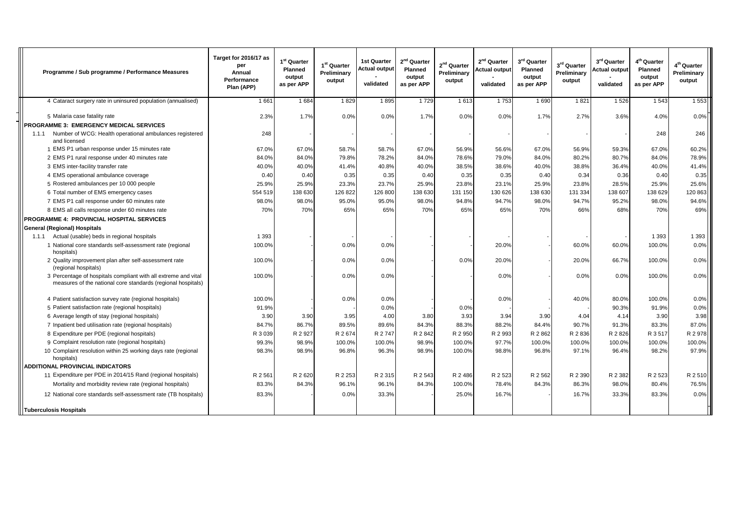| Programme / Sub programme / Performance Measures | Target for 2016/17 as per Annual Performance Plan (APP) | 1st Quarter Planned output as per APP | 1st Quarter Preliminary output | 1st Quarter Actual output - validated | 2nd Quarter Planned output as per APP | 2nd Quarter Preliminary output | 2nd Quarter Actual output - validated | 3rd Quarter Planned output as per APP | 3rd Quarter Preliminary output | 3rd Quarter Actual output - validated | 4th Quarter Planned output as per APP | 4th Quarter Preliminary output |
|---|---|---|---|---|---|---|---|---|---|---|---|---|
| 4 Cataract surgery rate in uninsured population (annualised) | 1 661 | 1 684 | 1 829 | 1 895 | 1 729 | 1 613 | 1 753 | 1 690 | 1 821 | 1 526 | 1 543 | 1 553 |
| 5 Malaria case fatality rate | 2.3% | 1.7% | 0.0% | 0.0% | 1.7% | 0.0% | 0.0% | 1.7% | 2.7% | 3.6% | 4.0% | 0.0% |
| **PROGRAMME 3: EMERGENCY MEDICAL SERVICES** | | | | | | | | | | | | |
| 1.1.1 Number of WCG: Health operational ambulances registered and licensed | 248 | - | - | - | - | - | - | - | - | - | 248 | 246 |
| 1 EMS P1 urban response under 15 minutes rate | 67.0% | 67.0% | 58.7% | 58.7% | 67.0% | 56.9% | 56.6% | 67.0% | 56.9% | 59.3% | 67.0% | 60.2% |
| 2 EMS P1 rural response under 40 minutes rate | 84.0% | 84.0% | 79.8% | 78.2% | 84.0% | 78.6% | 79.0% | 84.0% | 80.2% | 80.7% | 84.0% | 78.9% |
| 3 EMS inter-facility transfer rate | 40.0% | 40.0% | 41.4% | 40.8% | 40.0% | 38.5% | 38.6% | 40.0% | 38.8% | 36.4% | 40.0% | 41.4% |
| 4 EMS operational ambulance coverage | 0.40 | 0.40 | 0.35 | 0.35 | 0.40 | 0.35 | 0.35 | 0.40 | 0.34 | 0.36 | 0.40 | 0.35 |
| 5 Rostered ambulances per 10 000 people | 25.9% | 25.9% | 23.3% | 23.7% | 25.9% | 23.8% | 23.1% | 25.9% | 23.8% | 28.5% | 25.9% | 25.6% |
| 6 Total number of EMS emergency cases | 554 519 | 138 630 | 126 822 | 126 800 | 138 630 | 131 150 | 130 626 | 138 630 | 131 334 | 138 607 | 138 629 | 120 863 |
| 7 EMS P1 call response under 60 minutes rate | 98.0% | 98.0% | 95.0% | 95.0% | 98.0% | 94.8% | 94.7% | 98.0% | 94.7% | 95.2% | 98.0% | 94.6% |
| 8 EMS all calls response under 60 minutes rate | 70% | 70% | 65% | 65% | 70% | 65% | 65% | 70% | 66% | 68% | 70% | 69% |
| **PROGRAMME 4: PROVINCIAL HOSPITAL SERVICES** | | | | | | | | | | | | |
| **General (Regional) Hospitals** | | | | | | | | | | | | |
| 1.1.1 Actual (usable) beds in regional hospitals | 1 393 | - | - | - | - | - | - | - | - | - | 1 393 | 1 393 |
| 1 National core standards self-assessment rate (regional hospitals) | 100.0% | - | 0.0% | 0.0% | - | - | 20.0% | - | 60.0% | 60.0% | 100.0% | 0.0% |
| 2 Quality improvement plan after self-assessment rate (regional hospitals) | 100.0% | - | 0.0% | 0.0% | - | 0.0% | 20.0% | - | 20.0% | 66.7% | 100.0% | 0.0% |
| 3 Percentage of hospitals compliant with all extreme and vital measures of the national core standards (regional hospitals) | 100.0% | - | 0.0% | 0.0% | - | - | 0.0% | - | 0.0% | 0.0% | 100.0% | 0.0% |
| 4 Patient satisfaction survey rate (regional hospitals) | 100.0% | - | 0.0% | 0.0% | - | - | 0.0% | - | 40.0% | 80.0% | 100.0% | 0.0% |
| 5 Patient satisfaction rate (regional hospitals) | 91.9% | - | - | 0.0% | - | 0.0% | - | - | - | 90.3% | 91.9% | 0.0% |
| 6 Average length of stay (regional hospitals) | 3.90 | 3.90 | 3.95 | 4.00 | 3.80 | 3.93 | 3.94 | 3.90 | 4.04 | 4.14 | 3.90 | 3.98 |
| 7 Inpatient bed utilisation rate (regional hospitals) | 84.7% | 86.7% | 89.5% | 89.6% | 84.3% | 88.3% | 88.2% | 84.4% | 90.7% | 91.3% | 83.3% | 87.0% |
| 8 Expenditure per PDE (regional hospitals) | R 3 039 | R 2 927 | R 2 674 | R 2 747 | R 2 842 | R 2 950 | R 2 993 | R 2 862 | R 2 836 | R 2 826 | R 3 517 | R 2 978 |
| 9 Complaint resolution rate (regional hospitals) | 99.3% | 98.9% | 100.0% | 100.0% | 98.9% | 100.0% | 97.7% | 100.0% | 100.0% | 100.0% | 100.0% | 100.0% |
| 10 Complaint resolution within 25 working days rate (regional hospitals) | 98.3% | 98.9% | 96.8% | 96.3% | 98.9% | 100.0% | 98.8% | 96.8% | 97.1% | 96.4% | 98.2% | 97.9% |
| **ADDITIONAL PROVINCIAL INDICATORS** | | | | | | | | | | | | |
| 11 Expenditure per PDE in 2014/15 Rand (regional hospitals) | R 2 561 | R 2 620 | R 2 253 | R 2 315 | R 2 543 | R 2 486 | R 2 523 | R 2 562 | R 2 390 | R 2 382 | R 2 523 | R 2 510 |
| Mortality and morbidity review rate (regional hospitals) | 83.3% | 84.3% | 96.1% | 96.1% | 84.3% | 100.0% | 78.4% | 84.3% | 86.3% | 98.0% | 80.4% | 76.5% |
| 12 National core standards self-assessment rate (TB hospitals) | 83.3% | - | 0.0% | 33.3% | - | 25.0% | 16.7% | - | 16.7% | 33.3% | 83.3% | 0.0% |
| **Tuberculosis Hospitals** | | | | | | | | | | | | |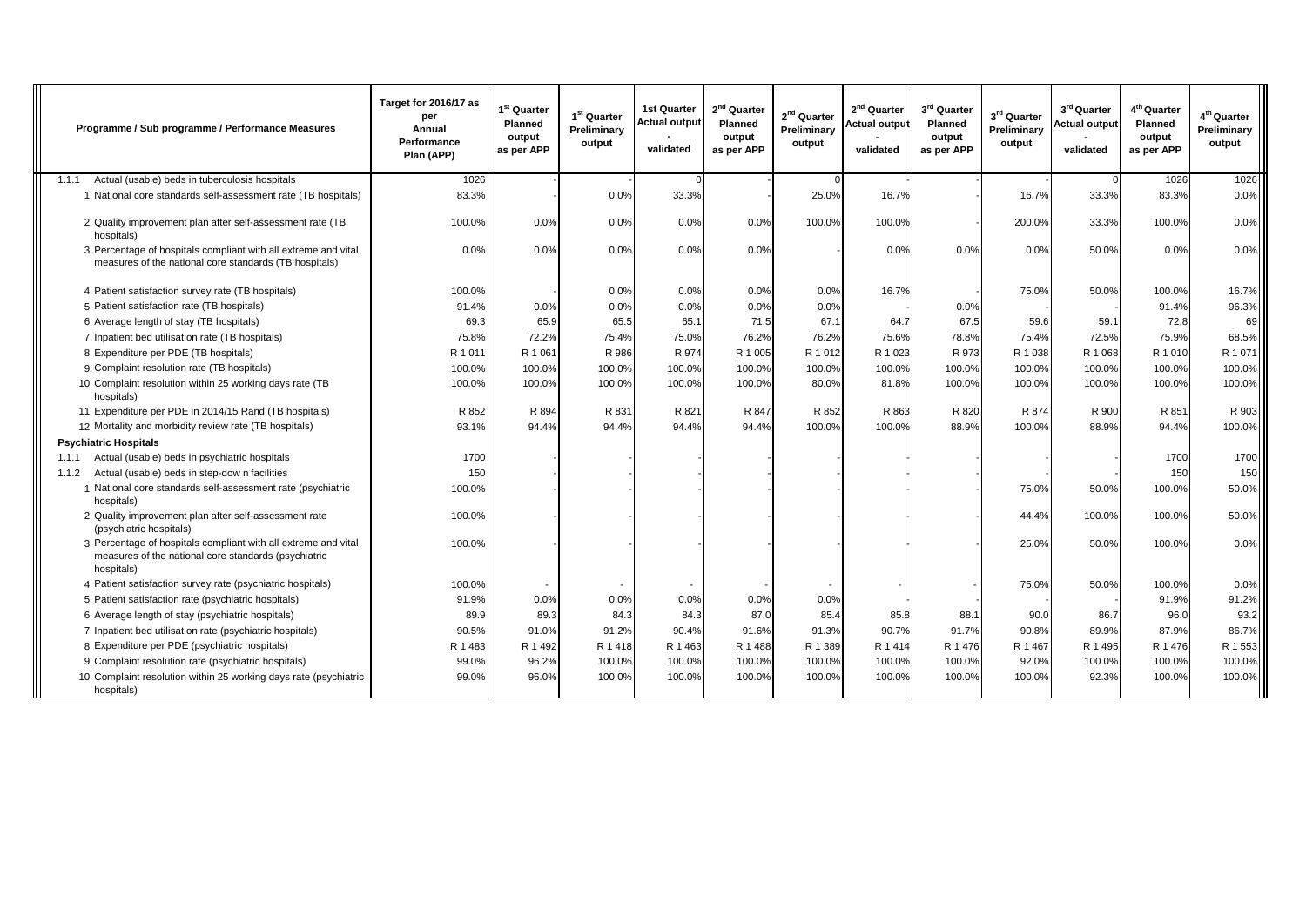| Programme / Sub programme / Performance Measures | Target for 2016/17 as per Annual Performance Plan (APP) | 1st Quarter Planned output as per APP | 1st Quarter Preliminary output | 1st Quarter Actual output - validated | 2nd Quarter Planned output as per APP | 2nd Quarter Preliminary output | 2nd Quarter Actual output - validated | 3rd Quarter Planned output as per APP | 3rd Quarter Preliminary output | 3rd Quarter Actual output - validated | 4th Quarter Planned output as per APP | 4th Quarter Preliminary output |
|---|---|---|---|---|---|---|---|---|---|---|---|---|
| 1.1.1 Actual (usable) beds in tuberculosis hospitals | 1026 | - | - | 0 | - | 0 | | - | - | 0 | 1026 | 1026 |
| 1 National core standards self-assessment rate (TB hospitals) | 83.3% | - | 0.0% | 33.3% | - | 25.0% | 16.7% | - | 16.7% | 33.3% | 83.3% | 0.0% |
| 2 Quality improvement plan after self-assessment rate (TB hospitals) | 100.0% | 0.0% | 0.0% | 0.0% | 0.0% | 100.0% | 100.0% | - | 200.0% | 33.3% | 100.0% | 0.0% |
| 3 Percentage of hospitals compliant with all extreme and vital measures of the national core standards (TB hospitals) | 0.0% | 0.0% | 0.0% | 0.0% | 0.0% | - | 0.0% | 0.0% | 0.0% | 50.0% | 0.0% | 0.0% |
| 4 Patient satisfaction survey rate (TB hospitals) | 100.0% | - | 0.0% | 0.0% | 0.0% | 0.0% | 16.7% | - | 75.0% | 50.0% | 100.0% | 16.7% |
| 5 Patient satisfaction rate (TB hospitals) | 91.4% | 0.0% | 0.0% | 0.0% | 0.0% | 0.0% | - | 0.0% | - | - | 91.4% | 96.3% |
| 6 Average length of stay (TB hospitals) | 69.3 | 65.9 | 65.5 | 65.1 | 71.5 | 67.1 | 64.7 | 67.5 | 59.6 | 59.1 | 72.8 | 69 |
| 7 Inpatient bed utilisation rate (TB hospitals) | 75.8% | 72.2% | 75.4% | 75.0% | 76.2% | 76.2% | 75.6% | 78.8% | 75.4% | 72.5% | 75.9% | 68.5% |
| 8 Expenditure per PDE (TB hospitals) | R 1 011 | R 1 061 | R 986 | R 974 | R 1 005 | R 1 012 | R 1 023 | R 973 | R 1 038 | R 1 068 | R 1 010 | R 1 071 |
| 9 Complaint resolution rate (TB hospitals) | 100.0% | 100.0% | 100.0% | 100.0% | 100.0% | 100.0% | 100.0% | 100.0% | 100.0% | 100.0% | 100.0% | 100.0% |
| 10 Complaint resolution within 25 working days rate (TB hospitals) | 100.0% | 100.0% | 100.0% | 100.0% | 100.0% | 80.0% | 81.8% | 100.0% | 100.0% | 100.0% | 100.0% | 100.0% |
| 11 Expenditure per PDE in 2014/15 Rand (TB hospitals) | R 852 | R 894 | R 831 | R 821 | R 847 | R 852 | R 863 | R 820 | R 874 | R 900 | R 851 | R 903 |
| 12 Mortality and morbidity review rate (TB hospitals) | 93.1% | 94.4% | 94.4% | 94.4% | 94.4% | 100.0% | 100.0% | 88.9% | 100.0% | 88.9% | 94.4% | 100.0% |
| **Psychiatric Hospitals** | | | | | | | | | | | | |
| 1.1.1 Actual (usable) beds in psychiatric hospitals | 1700 | - | - | - | - | - | - | - | - | | 1700 | 1700 |
| 1.1.2 Actual (usable) beds in step-dow n facilities | 150 | - | - | - | - | - | - | - | - | | 150 | 150 |
| 1 National core standards self-assessment rate (psychiatric hospitals) | 100.0% | - | - | - | - | - | - | - | 75.0% | 50.0% | 100.0% | 50.0% |
| 2 Quality improvement plan after self-assessment rate (psychiatric hospitals) | 100.0% | - | - | - | - | - | - | - | 44.4% | 100.0% | 100.0% | 50.0% |
| 3 Percentage of hospitals compliant with all extreme and vital measures of the national core standards (psychiatric hospitals) | 100.0% | - | - | - | - | - | - | - | 25.0% | 50.0% | 100.0% | 0.0% |
| 4 Patient satisfaction survey rate (psychiatric hospitals) | 100.0% | - | - | - | - | - | - | - | 75.0% | 50.0% | 100.0% | 0.0% |
| 5 Patient satisfaction rate (psychiatric hospitals) | 91.9% | 0.0% | 0.0% | 0.0% | 0.0% | 0.0% | - | - | - | - | 91.9% | 91.2% |
| 6 Average length of stay (psychiatric hospitals) | 89.9 | 89.3 | 84.3 | 84.3 | 87.0 | 85.4 | 85.8 | 88.1 | 90.0 | 86.7 | 96.0 | 93.2 |
| 7 Inpatient bed utilisation rate (psychiatric hospitals) | 90.5% | 91.0% | 91.2% | 90.4% | 91.6% | 91.3% | 90.7% | 91.7% | 90.8% | 89.9% | 87.9% | 86.7% |
| 8 Expenditure per PDE (psychiatric hospitals) | R 1 483 | R 1 492 | R 1 418 | R 1 463 | R 1 488 | R 1 389 | R 1 414 | R 1 476 | R 1 467 | R 1 495 | R 1 476 | R 1 553 |
| 9 Complaint resolution rate (psychiatric hospitals) | 99.0% | 96.2% | 100.0% | 100.0% | 100.0% | 100.0% | 100.0% | 100.0% | 92.0% | 100.0% | 100.0% | 100.0% |
| 10 Complaint resolution within 25 working days rate (psychiatric hospitals) | 99.0% | 96.0% | 100.0% | 100.0% | 100.0% | 100.0% | 100.0% | 100.0% | 100.0% | 92.3% | 100.0% | 100.0% |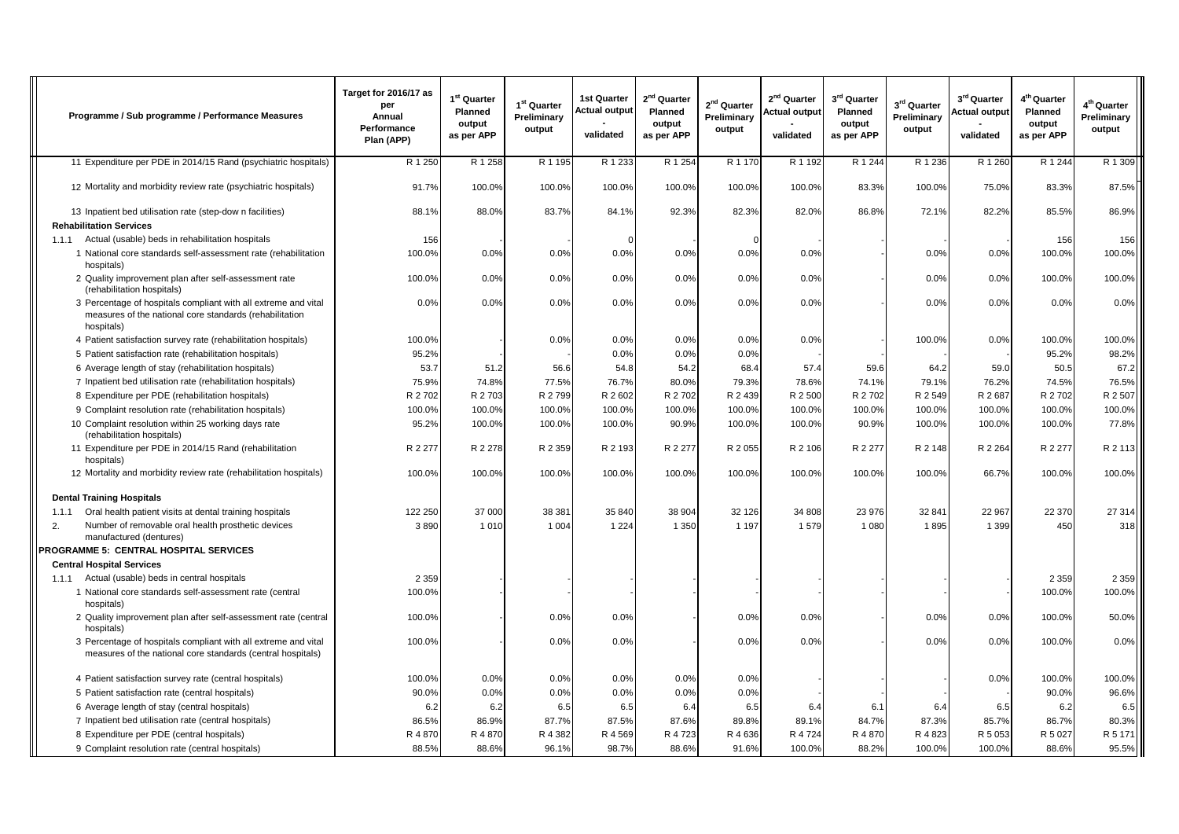| Programme / Sub programme / Performance Measures | Target for 2016/17 as per Annual Performance Plan (APP) | 1st Quarter Planned output as per APP | 1st Quarter Preliminary output | 1st Quarter Actual output - validated | 2nd Quarter Planned output as per APP | 2nd Quarter Preliminary output | 2nd Quarter Actual output - validated | 3rd Quarter Planned output as per APP | 3rd Quarter Preliminary output | 3rd Quarter Actual output - validated | 4th Quarter Planned output as per APP | 4th Quarter Preliminary output |
|---|---|---|---|---|---|---|---|---|---|---|---|---|
| 11 Expenditure per PDE in 2014/15 Rand (psychiatric hospitals) | R 1 250 | R 1 258 | R 1 195 | R 1 233 | R 1 254 | R 1 170 | R 1 192 | R 1 244 | R 1 236 | R 1 260 | R 1 244 | R 1 309 |
| 12 Mortality and morbidity review rate (psychiatric hospitals) | 91.7% | 100.0% | 100.0% | 100.0% | 100.0% | 100.0% | 100.0% | 83.3% | 100.0% | 75.0% | 83.3% | 87.5% |
| 13 Inpatient bed utilisation rate (step-down facilities) | 88.1% | 88.0% | 83.7% | 84.1% | 92.3% | 82.3% | 82.0% | 86.8% | 72.1% | 82.2% | 85.5% | 86.9% |
| **Rehabilitation Services** | | | | | | | | | | | | |
| 1.1.1 Actual (usable) beds in rehabilitation hospitals | 156 | - | - | 0 | - | - | 0 | - | - | - | 156 | 156 |
| 1 National core standards self-assessment rate (rehabilitation hospitals) | 100.0% | 0.0% | 0.0% | 0.0% | 0.0% | 0.0% | 0.0% | - | 0.0% | 0.0% | 100.0% | 100.0% |
| 2 Quality improvement plan after self-assessment rate (rehabilitation hospitals) | 100.0% | 0.0% | 0.0% | 0.0% | 0.0% | 0.0% | 0.0% | - | 0.0% | 0.0% | 100.0% | 100.0% |
| 3 Percentage of hospitals compliant with all extreme and vital measures of the national core standards (rehabilitation hospitals) | 0.0% | 0.0% | 0.0% | 0.0% | 0.0% | 0.0% | 0.0% | - | 0.0% | 0.0% | 0.0% | 0.0% |
| 4 Patient satisfaction survey rate (rehabilitation hospitals) | 100.0% | | - | 0.0% | 0.0% | 0.0% | 0.0% | - | 100.0% | 0.0% | 100.0% | 100.0% |
| 5 Patient satisfaction rate (rehabilitation hospitals) | 95.2% | | - | 0.0% | 0.0% | 0.0% | | - | - | | 95.2% | 98.2% |
| 6 Average length of stay (rehabilitation hospitals) | 53.7 | 51.2 | 56.6 | 54.8 | 54.2 | 68.4 | 57.4 | 59.6 | 64.2 | 59.0 | 50.5 | 67.2 |
| 7 Inpatient bed utilisation rate (rehabilitation hospitals) | 75.9% | 74.8% | 77.5% | 76.7% | 80.0% | 79.3% | 78.6% | 74.1% | 79.1% | 76.2% | 74.5% | 76.5% |
| 8 Expenditure per PDE (rehabilitation hospitals) | R 2 702 | R 2 703 | R 2 799 | R 2 602 | R 2 702 | R 2 439 | R 2 500 | R 2 702 | R 2 549 | R 2 687 | R 2 702 | R 2 507 |
| 9 Complaint resolution rate (rehabilitation hospitals) | 100.0% | 100.0% | 100.0% | 100.0% | 100.0% | 100.0% | 100.0% | 100.0% | 100.0% | 100.0% | 100.0% | 100.0% |
| 10 Complaint resolution within 25 working days rate (rehabilitation hospitals) | 95.2% | 100.0% | 100.0% | 100.0% | 90.9% | 100.0% | 100.0% | 90.9% | 100.0% | 100.0% | 100.0% | 77.8% |
| 11 Expenditure per PDE in 2014/15 Rand (rehabilitation hospitals) | R 2 277 | R 2 278 | R 2 359 | R 2 193 | R 2 277 | R 2 055 | R 2 106 | R 2 277 | R 2 148 | R 2 264 | R 2 277 | R 2 113 |
| 12 Mortality and morbidity review rate (rehabilitation hospitals) | 100.0% | 100.0% | 100.0% | 100.0% | 100.0% | 100.0% | 100.0% | 100.0% | 100.0% | 66.7% | 100.0% | 100.0% |
| **Dental Training Hospitals** | | | | | | | | | | | | |
| 1.1.1 Oral health patient visits at dental training hospitals | 122 250 | 37 000 | 38 381 | 35 840 | 38 904 | 32 126 | 34 808 | 23 976 | 32 841 | 22 967 | 22 370 | 27 314 |
| 2. Number of removable oral health prosthetic devices manufactured (dentures) | 3 890 | 1 010 | 1 004 | 1 224 | 1 350 | 1 197 | 1 579 | 1 080 | 1 895 | 1 399 | 450 | 318 |
| **PROGRAMME 5: CENTRAL HOSPITAL SERVICES** | | | | | | | | | | | | |
| **Central Hospital Services** | | | | | | | | | | | | |
| 1.1.1 Actual (usable) beds in central hospitals | 2 359 | - | - | - | - | - | - | - | - | - | 2 359 | 2 359 |
| 1 National core standards self-assessment rate (central hospitals) | 100.0% | - | - | - | - | - | - | - | - | - | 100.0% | 100.0% |
| 2 Quality improvement plan after self-assessment rate (central hospitals) | 100.0% | - | 0.0% | 0.0% | - | 0.0% | 0.0% | - | 0.0% | 0.0% | 100.0% | 50.0% |
| 3 Percentage of hospitals compliant with all extreme and vital measures of the national core standards (central hospitals) | 100.0% | - | 0.0% | 0.0% | - | 0.0% | 0.0% | - | 0.0% | 0.0% | 100.0% | 0.0% |
| 4 Patient satisfaction survey rate (central hospitals) | 100.0% | 0.0% | 0.0% | 0.0% | 0.0% | 0.0% | - | | - | 0.0% | 100.0% | 100.0% |
| 5 Patient satisfaction rate (central hospitals) | 90.0% | 0.0% | 0.0% | 0.0% | 0.0% | 0.0% | - | | - | - | 90.0% | 96.6% |
| 6 Average length of stay (central hospitals) | 6.2 | 6.2 | 6.5 | 6.5 | 6.4 | 6.5 | 6.4 | 6.1 | 6.4 | 6.5 | 6.2 | 6.5 |
| 7 Inpatient bed utilisation rate (central hospitals) | 86.5% | 86.9% | 87.7% | 87.5% | 87.6% | 89.8% | 89.1% | 84.7% | 87.3% | 85.7% | 86.7% | 80.3% |
| 8 Expenditure per PDE (central hospitals) | R 4 870 | R 4 870 | R 4 382 | R 4 569 | R 4 723 | R 4 636 | R 4 724 | R 4 870 | R 4 823 | R 5 053 | R 5 027 | R 5 171 |
| 9 Complaint resolution rate (central hospitals) | 88.5% | 88.6% | 96.1% | 98.7% | 88.6% | 91.6% | 100.0% | 88.2% | 100.0% | 100.0% | 88.6% | 95.5% |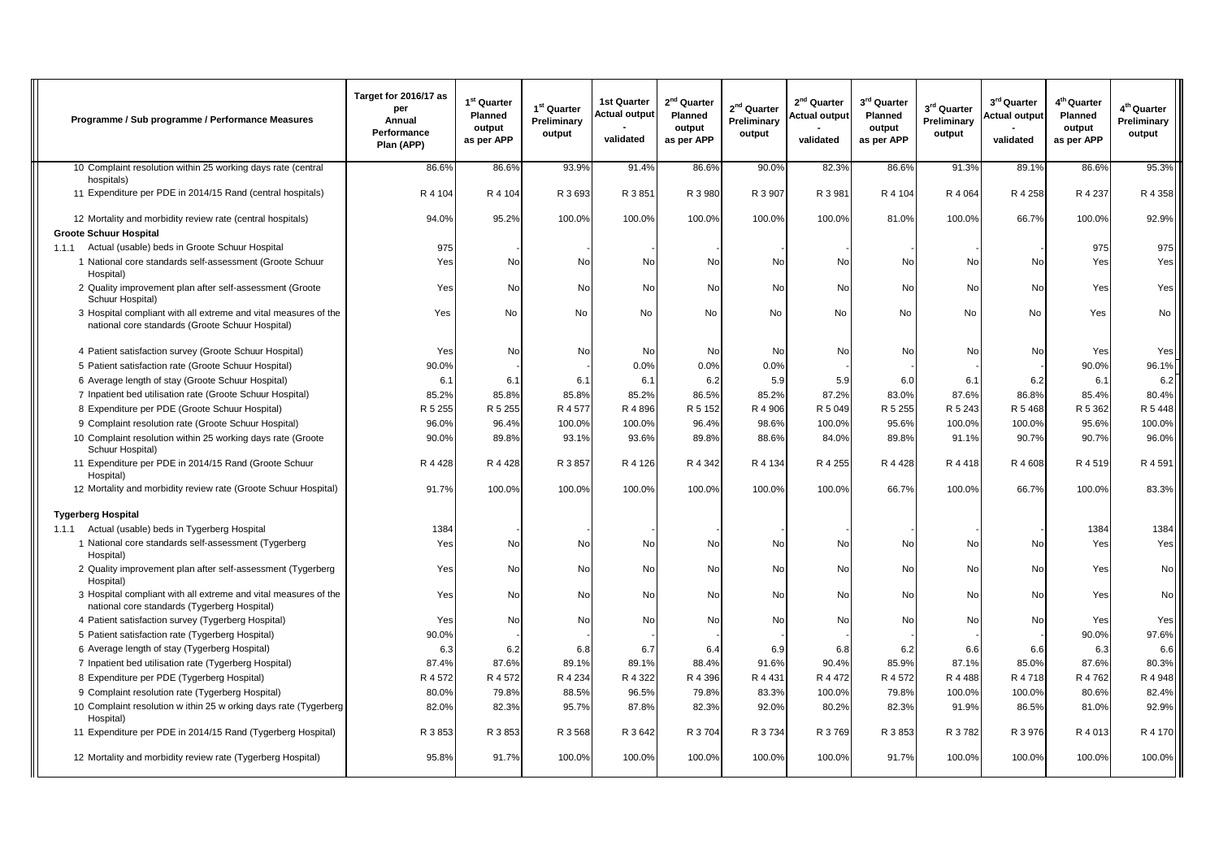| Programme / Sub programme / Performance Measures | Target for 2016/17 as per Annual Performance Plan (APP) | 1st Quarter Planned output as per APP | 1st Quarter Preliminary output | 1st Quarter Actual output - validated | 2nd Quarter Planned output as per APP | 2nd Quarter Preliminary output | 2nd Quarter Actual output - validated | 3rd Quarter Planned output as per APP | 3rd Quarter Preliminary output | 3rd Quarter Actual output - validated | 4th Quarter Planned output as per APP | 4th Quarter Preliminary output |
|---|---|---|---|---|---|---|---|---|---|---|---|---|
| 10 Complaint resolution within 25 working days rate (central hospitals) | 86.6% | 86.6% | 93.9% | 91.4% | 86.6% | 90.0% | 82.3% | 86.6% | 91.3% | 89.1% | 86.6% | 95.3% |
| 11 Expenditure per PDE in 2014/15 Rand (central hospitals) | R 4 104 | R 4 104 | R 3 693 | R 3 851 | R 3 980 | R 3 907 | R 3 981 | R 4 104 | R 4 064 | R 4 258 | R 4 237 | R 4 358 |
| 12 Mortality and morbidity review rate (central hospitals) | 94.0% | 95.2% | 100.0% | 100.0% | 100.0% | 100.0% | 100.0% | 81.0% | 100.0% | 66.7% | 100.0% | 92.9% |
| **Groote Schuur Hospital** | | | | | | | | | | | | |
| 1.1.1 Actual (usable) beds in Groote Schuur Hospital | 975 | - | - | - | - | - | - | - | - | - | 975 | 975 |
| 1 National core standards self-assessment (Groote Schuur Hospital) | Yes | No | No | No | No | No | No | No | No | No | Yes | Yes |
| 2 Quality improvement plan after self-assessment (Groote Schuur Hospital) | Yes | No | No | No | No | No | No | No | No | No | Yes | Yes |
| 3 Hospital compliant with all extreme and vital measures of the national core standards (Groote Schuur Hospital) | Yes | No | No | No | No | No | No | No | No | No | Yes | No |
| 4 Patient satisfaction survey (Groote Schuur Hospital) | Yes | No | No | No | No | No | No | No | No | No | Yes | Yes |
| 5 Patient satisfaction rate (Groote Schuur Hospital) | 90.0% | - | - | 0.0% | 0.0% | 0.0% | - | - | - | - | 90.0% | 96.1% |
| 6 Average length of stay (Groote Schuur Hospital) | 6.1 | 6.1 | 6.1 | 6.1 | 6.2 | 5.9 | 5.9 | 6.0 | 6.1 | 6.2 | 6.1 | 6.2 |
| 7 Inpatient bed utilisation rate (Groote Schuur Hospital) | 85.2% | 85.8% | 85.8% | 85.2% | 86.5% | 85.2% | 87.2% | 83.0% | 87.6% | 86.8% | 85.4% | 80.4% |
| 8 Expenditure per PDE (Groote Schuur Hospital) | R 5 255 | R 5 255 | R 4 577 | R 4 896 | R 5 152 | R 4 906 | R 5 049 | R 5 255 | R 5 243 | R 5 468 | R 5 362 | R 5 448 |
| 9 Complaint resolution rate (Groote Schuur Hospital) | 96.0% | 96.4% | 100.0% | 100.0% | 96.4% | 98.6% | 100.0% | 95.6% | 100.0% | 100.0% | 95.6% | 100.0% |
| 10 Complaint resolution within 25 working days rate (Groote Schuur Hospital) | 90.0% | 89.8% | 93.1% | 93.6% | 89.8% | 88.6% | 84.0% | 89.8% | 91.1% | 90.7% | 90.7% | 96.0% |
| 11 Expenditure per PDE in 2014/15 Rand (Groote Schuur Hospital) | R 4 428 | R 4 428 | R 3 857 | R 4 126 | R 4 342 | R 4 134 | R 4 255 | R 4 428 | R 4 418 | R 4 608 | R 4 519 | R 4 591 |
| 12 Mortality and morbidity review rate (Groote Schuur Hospital) | 91.7% | 100.0% | 100.0% | 100.0% | 100.0% | 100.0% | 100.0% | 66.7% | 100.0% | 66.7% | 100.0% | 83.3% |
| **Tygerberg Hospital** | | | | | | | | | | | | |
| 1.1.1 Actual (usable) beds in Tygerberg Hospital | 1384 | - | - | - | - | - | - | - | - | - | 1384 | 1384 |
| 1 National core standards self-assessment (Tygerberg Hospital) | Yes | No | No | No | No | No | No | No | No | No | Yes | Yes |
| 2 Quality improvement plan after self-assessment (Tygerberg Hospital) | Yes | No | No | No | No | No | No | No | No | No | Yes | No |
| 3 Hospital compliant with all extreme and vital measures of the national core standards (Tygerberg Hospital) | Yes | No | No | No | No | No | No | No | No | No | Yes | No |
| 4 Patient satisfaction survey (Tygerberg Hospital) | Yes | No | No | No | No | No | No | No | No | No | Yes | Yes |
| 5 Patient satisfaction rate (Tygerberg Hospital) | 90.0% | - | - | - | - | - | - | - | - | - | 90.0% | 97.6% |
| 6 Average length of stay (Tygerberg Hospital) | 6.3 | 6.2 | 6.8 | 6.7 | 6.4 | 6.9 | 6.8 | 6.2 | 6.6 | 6.6 | 6.3 | 6.6 |
| 7 Inpatient bed utilisation rate (Tygerberg Hospital) | 87.4% | 87.6% | 89.1% | 89.1% | 88.4% | 91.6% | 90.4% | 85.9% | 87.1% | 85.0% | 87.6% | 80.3% |
| 8 Expenditure per PDE (Tygerberg Hospital) | R 4 572 | R 4 572 | R 4 234 | R 4 322 | R 4 396 | R 4 431 | R 4 472 | R 4 572 | R 4 488 | R 4 718 | R 4 762 | R 4 948 |
| 9 Complaint resolution rate (Tygerberg Hospital) | 80.0% | 79.8% | 88.5% | 96.5% | 79.8% | 83.3% | 100.0% | 79.8% | 100.0% | 100.0% | 80.6% | 82.4% |
| 10 Complaint resolution w ithin 25 w orking days rate (Tygerberg Hospital) | 82.0% | 82.3% | 95.7% | 87.8% | 82.3% | 92.0% | 80.2% | 82.3% | 91.9% | 86.5% | 81.0% | 92.9% |
| 11 Expenditure per PDE in 2014/15 Rand (Tygerberg Hospital) | R 3 853 | R 3 853 | R 3 568 | R 3 642 | R 3 704 | R 3 734 | R 3 769 | R 3 853 | R 3 782 | R 3 976 | R 4 013 | R 4 170 |
| 12 Mortality and morbidity review rate (Tygerberg Hospital) | 95.8% | 91.7% | 100.0% | 100.0% | 100.0% | 100.0% | 100.0% | 91.7% | 100.0% | 100.0% | 100.0% | 100.0% |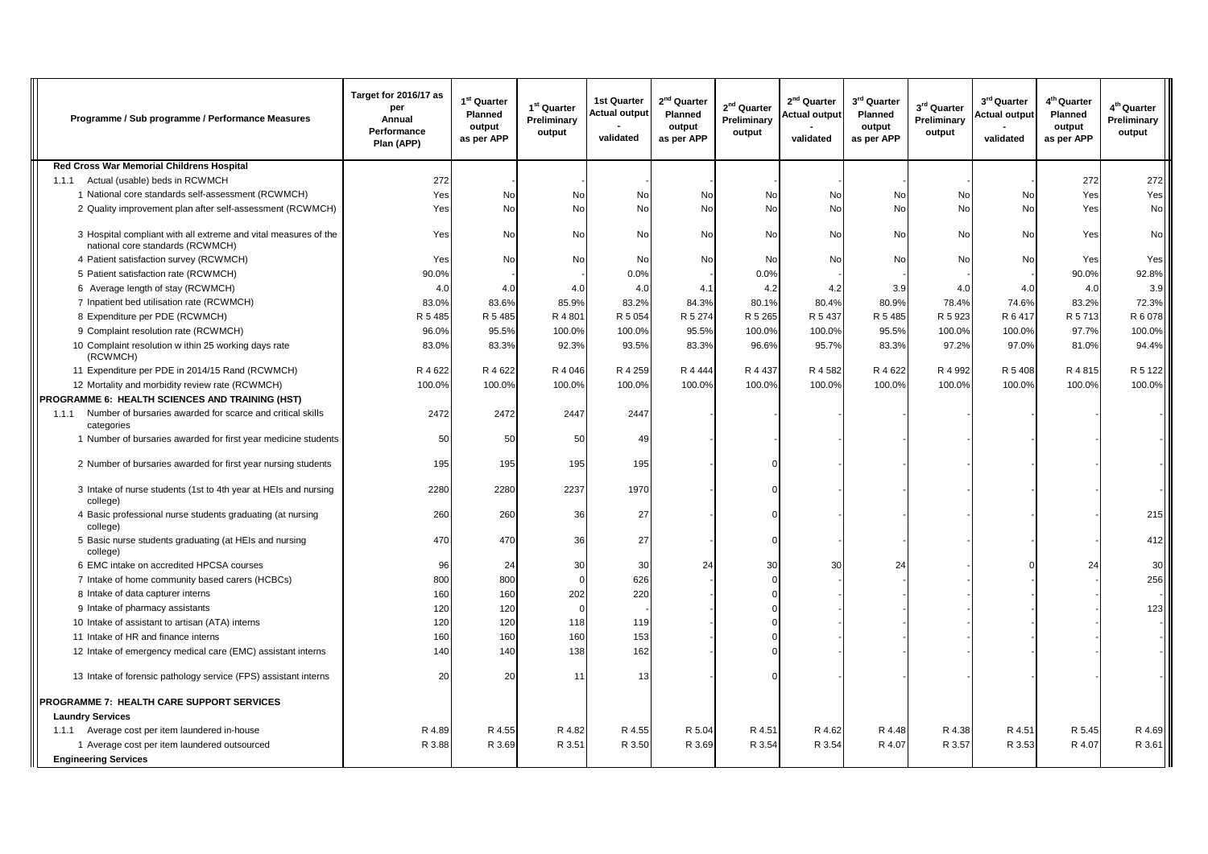| Programme / Sub programme / Performance Measures | Target for 2016/17 as per Annual Performance Plan (APP) | 1st Quarter Planned output as per APP | 1st Quarter Preliminary output | 1st Quarter Actual output - validated | 2nd Quarter Planned output as per APP | 2nd Quarter Preliminary output | 2nd Quarter Actual output - validated | 3rd Quarter Planned output as per APP | 3rd Quarter Preliminary output | 3rd Quarter Actual output - validated | 4th Quarter Planned output as per APP | 4th Quarter Preliminary output |
|---|---|---|---|---|---|---|---|---|---|---|---|---|
| **Red Cross War Memorial Childrens Hospital** | | | | | | | | | | | | |
| 1.1.1 Actual (usable) beds in RCWMCH | 272 | - | - | - | - | - | - | - | - | - | 272 | 272 |
| 1 National core standards self-assessment (RCWMCH) | Yes | No | No | No | No | No | No | No | No | No | Yes | Yes |
| 2 Quality improvement plan after self-assessment (RCWMCH) | Yes | No | No | No | No | No | No | No | No | No | Yes | No |
| 3 Hospital compliant with all extreme and vital measures of the national core standards (RCWMCH) | Yes | No | No | No | No | No | No | No | No | No | Yes | No |
| 4 Patient satisfaction survey (RCWMCH) | Yes | No | No | No | No | No | No | No | No | No | Yes | Yes |
| 5 Patient satisfaction rate (RCWMCH) | 90.0% | - | - | 0.0% | - | 0.0% | - | - | - | - | 90.0% | 92.8% |
| 6 Average length of stay (RCWMCH) | 4.0 | 4.0 | 4.0 | 4.0 | 4.1 | 4.2 | 4.2 | 3.9 | 4.0 | 4.0 | 4.0 | 3.9 |
| 7 Inpatient bed utilisation rate (RCWMCH) | 83.0% | 83.6% | 85.9% | 83.2% | 84.3% | 80.1% | 80.4% | 80.9% | 78.4% | 74.6% | 83.2% | 72.3% |
| 8 Expenditure per PDE (RCWMCH) | R 5 485 | R 5 485 | R 4 801 | R 5 054 | R 5 274 | R 5 265 | R 5 437 | R 5 485 | R 5 923 | R 6 417 | R 5 713 | R 6 078 |
| 9 Complaint resolution rate (RCWMCH) | 96.0% | 95.5% | 100.0% | 100.0% | 95.5% | 100.0% | 100.0% | 95.5% | 100.0% | 100.0% | 97.7% | 100.0% |
| 10 Complaint resolution within 25 working days rate (RCWMCH) | 83.0% | 83.3% | 92.3% | 93.5% | 83.3% | 96.6% | 95.7% | 83.3% | 97.2% | 97.0% | 81.0% | 94.4% |
| 11 Expenditure per PDE in 2014/15 Rand (RCWMCH) | R 4 622 | R 4 622 | R 4 046 | R 4 259 | R 4 444 | R 4 437 | R 4 582 | R 4 622 | R 4 992 | R 5 408 | R 4 815 | R 5 122 |
| 12 Mortality and morbidity review rate (RCWMCH) | 100.0% | 100.0% | 100.0% | 100.0% | 100.0% | 100.0% | 100.0% | 100.0% | 100.0% | 100.0% | 100.0% | 100.0% |
| **PROGRAMME 6: HEALTH SCIENCES AND TRAINING (HST)** | | | | | | | | | | | | |
| 1.1.1 Number of bursaries awarded for scarce and critical skills categories | 2472 | 2472 | 2447 | 2447 | - | - | - | - | - | - | - | - |
| 1 Number of bursaries awarded for first year medicine students | 50 | 50 | 50 | 49 | - | - | - | - | - | - | - | - |
| 2 Number of bursaries awarded for first year nursing students | 195 | 195 | 195 | 195 | - | 0 | - | - | - | - | - | - |
| 3 Intake of nurse students (1st to 4th year at HEIs and nursing college) | 2280 | 2280 | 2237 | 1970 | - | 0 | - | - | - | - | - | - |
| 4 Basic professional nurse students graduating (at nursing college) | 260 | 260 | 36 | 27 | - | 0 | - | - | - | - | - | 215 |
| 5 Basic nurse students graduating (at HEIs and nursing college) | 470 | 470 | 36 | 27 | - | 0 | - | - | - | - | - | 412 |
| 6 EMC intake on accredited HPCSA courses | 96 | 24 | 30 | 30 | 24 | 30 | 30 | 24 | - | 0 | 24 | 30 |
| 7 Intake of home community based carers (HCBCs) | 800 | 800 | 0 | 626 | - | 0 | - | - | - | - | - | 256 |
| 8 Intake of data capturer interns | 160 | 160 | 202 | 220 | - | 0 | - | - | - | - | - | - |
| 9 Intake of pharmacy assistants | 120 | 120 | 0 | - | - | 0 | - | - | - | - | - | 123 |
| 10 Intake of assistant to artisan (ATA) interns | 120 | 120 | 118 | 119 | - | 0 | - | - | - | - | - | - |
| 11 Intake of HR and finance interns | 160 | 160 | 160 | 153 | - | 0 | - | - | - | - | - | - |
| 12 Intake of emergency medical care (EMC) assistant interns | 140 | 140 | 138 | 162 | - | 0 | - | - | - | - | - | - |
| 13 Intake of forensic pathology service (FPS) assistant interns | 20 | 20 | 11 | 13 | - | 0 | - | - | - | - | - | - |
| **PROGRAMME 7: HEALTH CARE SUPPORT SERVICES** | | | | | | | | | | | | |
| **Laundry Services** | | | | | | | | | | | | |
| 1.1.1 Average cost per item laundered in-house | R 4.89 | R 4.55 | R 4.82 | R 4.55 | R 5.04 | R 4.51 | R 4.62 | R 4.48 | R 4.38 | R 4.51 | R 5.45 | R 4.69 |
| 1 Average cost per item laundered outsourced | R 3.88 | R 3.69 | R 3.51 | R 3.50 | R 3.69 | R 3.54 | R 3.54 | R 4.07 | R 3.57 | R 3.53 | R 4.07 | R 3.61 |
| **Engineering Services** | | | | | | | | | | | | |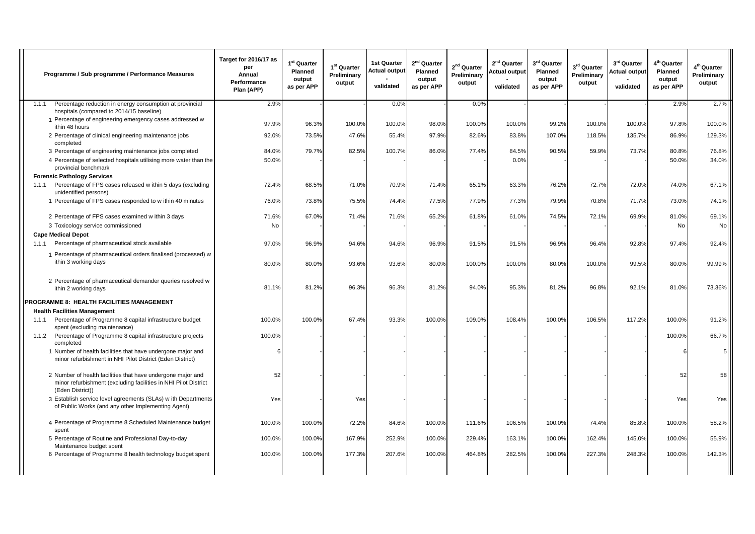| Programme / Sub programme / Performance Measures | Target for 2016/17 as per Annual Performance Plan (APP) | 1st Quarter Planned output as per APP | 1st Quarter Preliminary output | 1st Quarter Actual output - validated | 2nd Quarter Planned output as per APP | 2nd Quarter Preliminary output | 2nd Quarter Actual output - validated | 3rd Quarter Planned output as per APP | 3rd Quarter Preliminary output | 3rd Quarter Actual output - validated | 4th Quarter Planned output as per APP | 4th Quarter Preliminary output |
|---|---|---|---|---|---|---|---|---|---|---|---|---|
| 1.1.1 Percentage reduction in energy consumption at provincial hospitals (compared to 2014/15 baseline) | 2.9% | - | - | 0.0% | - | 0.0% | - | - | - | - | 2.9% | 2.7% |
| 1 Percentage of engineering emergency cases addressed within 48 hours | 97.9% | 96.3% | 100.0% | 100.0% | 98.0% | 100.0% | 100.0% | 99.2% | 100.0% | 100.0% | 97.8% | 100.0% |
| 2 Percentage of clinical engineering maintenance jobs completed | 92.0% | 73.5% | 47.6% | 55.4% | 97.9% | 82.6% | 83.8% | 107.0% | 118.5% | 135.7% | 86.9% | 129.3% |
| 3 Percentage of engineering maintenance jobs completed | 84.0% | 79.7% | 82.5% | 100.7% | 86.0% | 77.4% | 84.5% | 90.5% | 59.9% | 73.7% | 80.8% | 76.8% |
| 4 Percentage of selected hospitals utilising more water than the provincial benchmark | 50.0% | - | - | - | - | - | 0.0% | - | - | - | 50.0% | 34.0% |
| **Forensic Pathology Services** | | | | | | | | | | | | |
| 1.1.1 Percentage of FPS cases released within 5 days (excluding unidentified persons) | 72.4% | 68.5% | 71.0% | 70.9% | 71.4% | 65.1% | 63.3% | 76.2% | 72.7% | 72.0% | 74.0% | 67.1% |
| 1 Percentage of FPS cases responded to within 40 minutes | 76.0% | 73.8% | 75.5% | 74.4% | 77.5% | 77.9% | 77.3% | 79.9% | 70.8% | 71.7% | 73.0% | 74.1% |
| 2 Percentage of FPS cases examined within 3 days | 71.6% | 67.0% | 71.4% | 71.6% | 65.2% | 61.8% | 61.0% | 74.5% | 72.1% | 69.9% | 81.0% | 69.1% |
| 3 Toxicology service commissioned | No | - | - | - | - | - | - | - | - | - | No | No |
| **Cape Medical Depot** | | | | | | | | | | | | |
| 1.1.1 Percentage of pharmaceutical stock available | 97.0% | 96.9% | 94.6% | 94.6% | 96.9% | 91.5% | 91.5% | 96.9% | 96.4% | 92.8% | 97.4% | 92.4% |
| 1 Percentage of pharmaceutical orders finalised (processed) within 3 working days | 80.0% | 80.0% | 93.6% | 93.6% | 80.0% | 100.0% | 100.0% | 80.0% | 100.0% | 99.5% | 80.0% | 99.99% |
| 2 Percentage of pharmaceutical demander queries resolved within 2 working days | 81.1% | 81.2% | 96.3% | 96.3% | 81.2% | 94.0% | 95.3% | 81.2% | 96.8% | 92.1% | 81.0% | 73.36% |
| **PROGRAMME 8: HEALTH FACILITIES MANAGEMENT** | | | | | | | | | | | | |
| **Health Facilities Management** | | | | | | | | | | | | |
| 1.1.1 Percentage of Programme 8 capital infrastructure budget spent (excluding maintenance) | 100.0% | 100.0% | 67.4% | 93.3% | 100.0% | 109.0% | 108.4% | 100.0% | 106.5% | 117.2% | 100.0% | 91.2% |
| 1.1.2 Percentage of Programme 8 capital infrastructure projects completed | 100.0% | - | - | - | - | - | - | - | - | - | 100.0% | 66.7% |
| 1 Number of health facilities that have undergone major and minor refurbishment in NHI Pilot District (Eden District) | 6 | - | - | - | - | - | - | - | - | - | 6 | 5 |
| 2 Number of health facilities that have undergone major and minor refurbishment (excluding facilities in NHI Pilot District (Eden District)) | 52 | - | - | - | - | - | - | - | - | - | 52 | 58 |
| 3 Establish service level agreements (SLAs) with Departments of Public Works (and any other Implementing Agent) | Yes | - | Yes | - | - | - | - | - | - | - | Yes | Yes |
| 4 Percentage of Programme 8 Scheduled Maintenance budget spent | 100.0% | 100.0% | 72.2% | 84.6% | 100.0% | 111.6% | 106.5% | 100.0% | 74.4% | 85.8% | 100.0% | 58.2% |
| 5 Percentage of Routine and Professional Day-to-day Maintenance budget spent | 100.0% | 100.0% | 167.9% | 252.9% | 100.0% | 229.4% | 163.1% | 100.0% | 162.4% | 145.0% | 100.0% | 55.9% |
| 6 Percentage of Programme 8 health technology budget spent | 100.0% | 100.0% | 177.3% | 207.6% | 100.0% | 464.8% | 282.5% | 100.0% | 227.3% | 248.3% | 100.0% | 142.3% |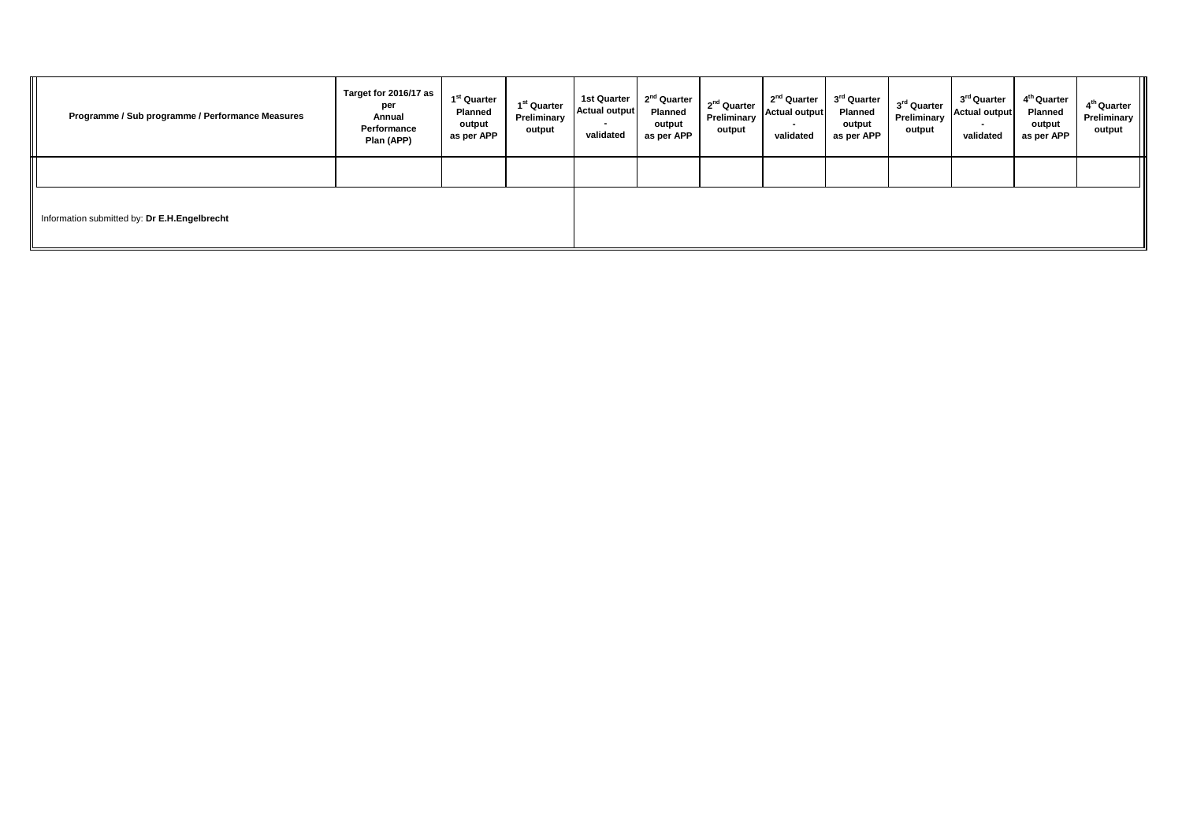| Programme / Sub programme / Performance Measures | Target for 2016/17 as per Annual Performance Plan (APP) | 1st Quarter Planned output as per APP | 1st Quarter Preliminary output | 1st Quarter Actual output - validated | 2nd Quarter Planned output as per APP | 2nd Quarter Preliminary output | 2nd Quarter Actual output - validated | 3rd Quarter Planned output as per APP | 3rd Quarter Preliminary output | 3rd Quarter Actual output - validated | 4th Quarter Planned output as per APP | 4th Quarter Preliminary output |
|---|---|---|---|---|---|---|---|---|---|---|---|---|
| | | | | | | | | | | | | |
| Information submitted by: **Dr E.H.Engelbrecht** | | | | | | | | | | | | |